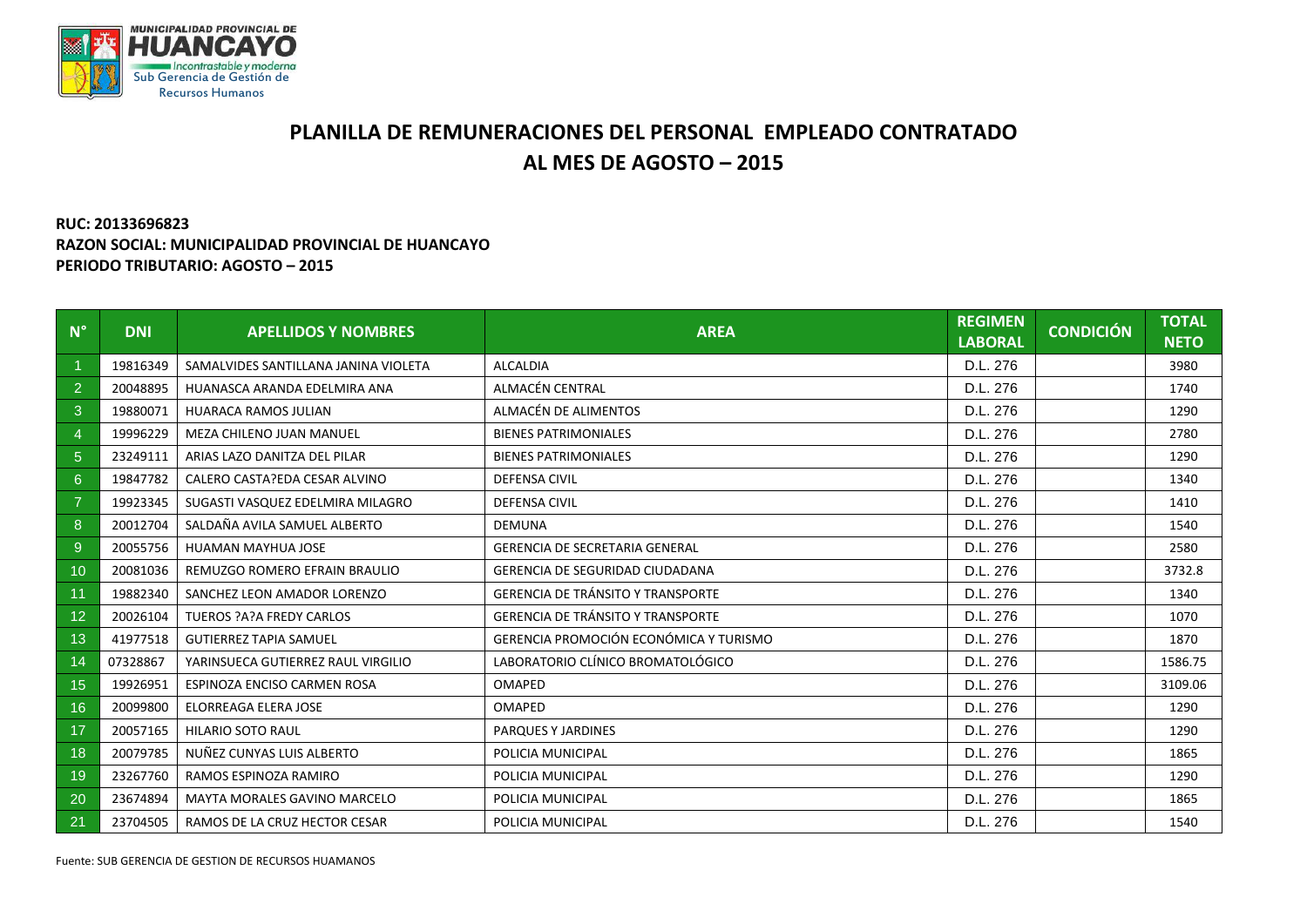MUNICIPALIDAD PROVINCIAL DE HUANCAYO
Incontrastable y moderna
Sub Gerencia de Gestión de Recursos Humanos

# PLANILLA DE REMUNERACIONES DEL PERSONAL EMPLEADO CONTRATADO AL MES DE AGOSTO – 2015

**RUC: 20133696823**
**RAZON SOCIAL: MUNICIPALIDAD PROVINCIAL DE HUANCAYO**
**PERIODO TRIBUTARIO: AGOSTO – 2015**

| N° | DNI | APELLIDOS Y NOMBRES | AREA | REGIMEN LABORAL | CONDICIÓN | TOTAL NETO |
|---|---|---|---|---|---|---|
| 1 | 19816349 | SAMALVIDES SANTILLANA JANINA VIOLETA | ALCALDIA | D.L. 276 | | 3980 |
| 2 | 20048895 | HUANASCA ARANDA EDELMIRA ANA | ALMACÉN CENTRAL | D.L. 276 | | 1740 |
| 3 | 19880071 | HUARACA RAMOS JULIAN | ALMACÉN DE ALIMENTOS | D.L. 276 | | 1290 |
| 4 | 19996229 | MEZA CHILENO JUAN MANUEL | BIENES PATRIMONIALES | D.L. 276 | | 2780 |
| 5 | 23249111 | ARIAS LAZO DANITZA DEL PILAR | BIENES PATRIMONIALES | D.L. 276 | | 1290 |
| 6 | 19847782 | CALERO CASTA?EDA CESAR ALVINO | DEFENSA CIVIL | D.L. 276 | | 1340 |
| 7 | 19923345 | SUGASTI VASQUEZ EDELMIRA MILAGRO | DEFENSA CIVIL | D.L. 276 | | 1410 |
| 8 | 20012704 | SALDAÑA AVILA SAMUEL ALBERTO | DEMUNA | D.L. 276 | | 1540 |
| 9 | 20055756 | HUAMAN MAYHUA JOSE | GERENCIA DE SECRETARIA GENERAL | D.L. 276 | | 2580 |
| 10 | 20081036 | REMUZGO ROMERO EFRAIN BRAULIO | GERENCIA DE SEGURIDAD CIUDADANA | D.L. 276 | | 3732.8 |
| 11 | 19882340 | SANCHEZ LEON AMADOR LORENZO | GERENCIA DE TRÁNSITO Y TRANSPORTE | D.L. 276 | | 1340 |
| 12 | 20026104 | TUEROS ?A?A FREDY CARLOS | GERENCIA DE TRÁNSITO Y TRANSPORTE | D.L. 276 | | 1070 |
| 13 | 41977518 | GUTIERREZ TAPIA SAMUEL | GERENCIA PROMOCIÓN ECONÓMICA Y TURISMO | D.L. 276 | | 1870 |
| 14 | 07328867 | YARINSUECA GUTIERREZ RAUL VIRGILIO | LABORATORIO CLÍNICO BROMATOLÓGICO | D.L. 276 | | 1586.75 |
| 15 | 19926951 | ESPINOZA ENCISO CARMEN ROSA | OMAPED | D.L. 276 | | 3109.06 |
| 16 | 20099800 | ELORREAGA ELERA JOSE | OMAPED | D.L. 276 | | 1290 |
| 17 | 20057165 | HILARIO SOTO RAUL | PARQUES Y JARDINES | D.L. 276 | | 1290 |
| 18 | 20079785 | NUÑEZ CUNYAS LUIS ALBERTO | POLICIA MUNICIPAL | D.L. 276 | | 1865 |
| 19 | 23267760 | RAMOS ESPINOZA RAMIRO | POLICIA MUNICIPAL | D.L. 276 | | 1290 |
| 20 | 23674894 | MAYTA MORALES GAVINO MARCELO | POLICIA MUNICIPAL | D.L. 276 | | 1865 |
| 21 | 23704505 | RAMOS DE LA CRUZ HECTOR CESAR | POLICIA MUNICIPAL | D.L. 276 | | 1540 |

Fuente: SUB GERENCIA DE GESTION DE RECURSOS HUAMANOS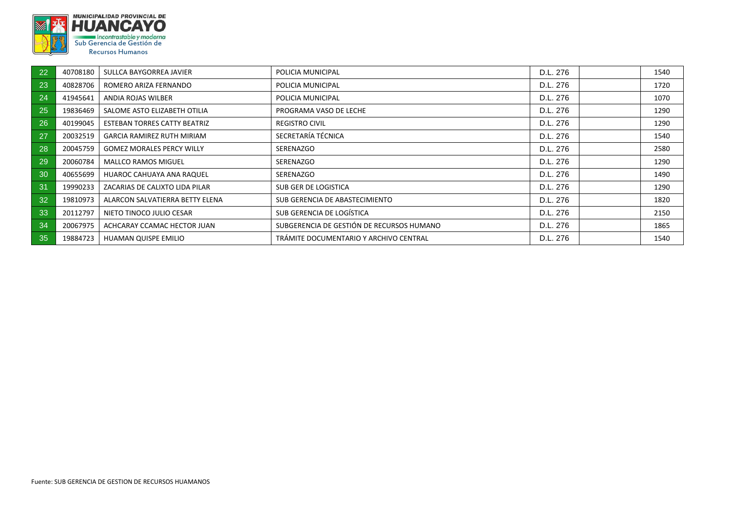| | | | | | | |
|---|---|---|---|---|---|---|
| 22 | 40708180 | SULLCA BAYGORREA JAVIER | POLICIA MUNICIPAL | D.L. 276 | | 1540 |
| 23 | 40828706 | ROMERO ARIZA FERNANDO | POLICIA MUNICIPAL | D.L. 276 | | 1720 |
| 24 | 41945641 | ANDIA ROJAS WILBER | POLICIA MUNICIPAL | D.L. 276 | | 1070 |
| 25 | 19836469 | SALOME ASTO ELIZABETH OTILIA | PROGRAMA VASO DE LECHE | D.L. 276 | | 1290 |
| 26 | 40199045 | ESTEBAN TORRES CATTY BEATRIZ | REGISTRO CIVIL | D.L. 276 | | 1290 |
| 27 | 20032519 | GARCIA RAMIREZ RUTH MIRIAM | SECRETARÍA TÉCNICA | D.L. 276 | | 1540 |
| 28 | 20045759 | GOMEZ MORALES PERCY WILLY | SERENAZGO | D.L. 276 | | 2580 |
| 29 | 20060784 | MALLCO RAMOS MIGUEL | SERENAZGO | D.L. 276 | | 1290 |
| 30 | 40655699 | HUAROC CAHUAYA ANA RAQUEL | SERENAZGO | D.L. 276 | | 1490 |
| 31 | 19990233 | ZACARIAS DE CALIXTO LIDA PILAR | SUB GER DE LOGISTICA | D.L. 276 | | 1290 |
| 32 | 19810973 | ALARCON SALVATIERRA BETTY ELENA | SUB GERENCIA DE ABASTECIMIENTO | D.L. 276 | | 1820 |
| 33 | 20112797 | NIETO TINOCO JULIO CESAR | SUB GERENCIA DE LOGÍSTICA | D.L. 276 | | 2150 |
| 34 | 20067975 | ACHCARAY CCAMAC HECTOR JUAN | SUBGERENCIA DE GESTIÓN DE RECURSOS HUMANO | D.L. 276 | | 1865 |
| 35 | 19884723 | HUAMAN QUISPE EMILIO | TRÁMITE DOCUMENTARIO Y ARCHIVO CENTRAL | D.L. 276 | | 1540 |

Fuente: SUB GERENCIA DE GESTION DE RECURSOS HUAMANOS